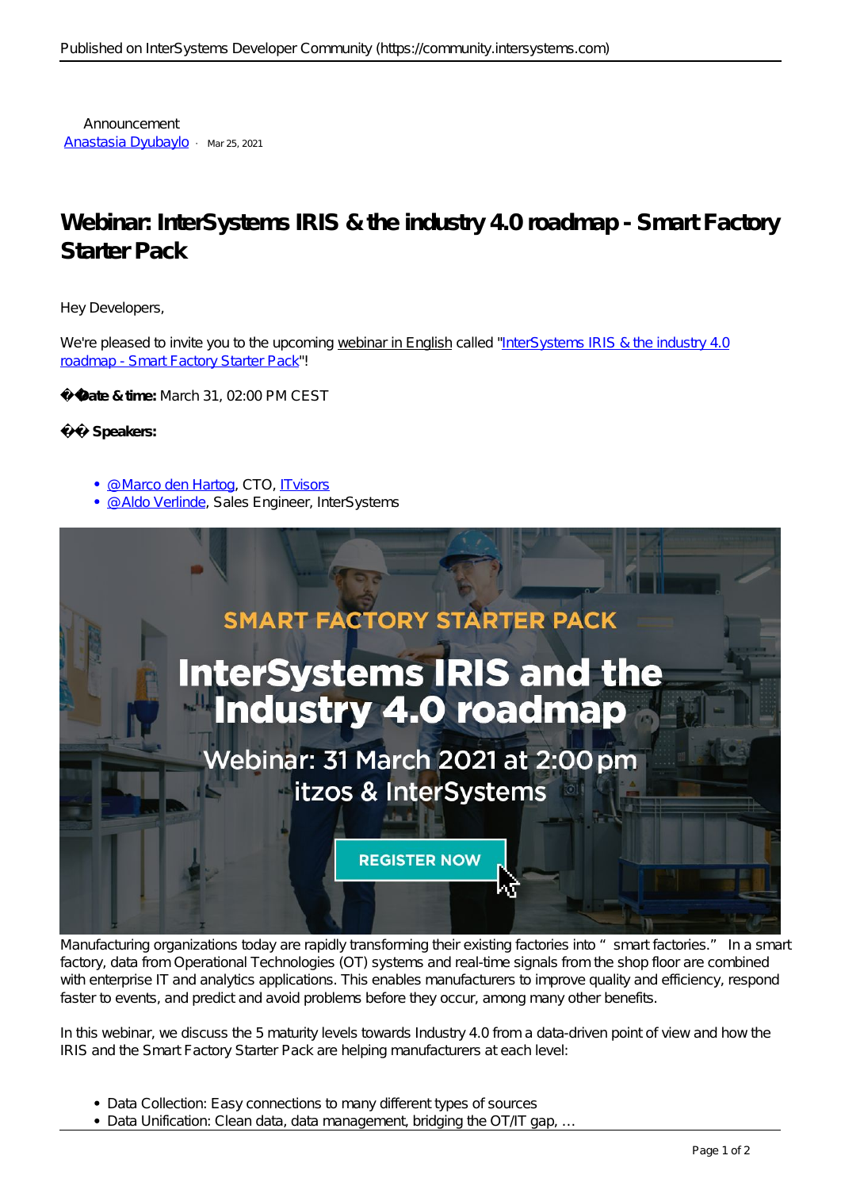Announcement
Anastasia Dyubaylo · Mar 25, 2021

# Webinar: InterSystems IRIS & the industry 4.0 roadmap - Smart Factory Starter Pack

Hey Developers,

We're pleased to invite you to the upcoming webinar in English called "InterSystems IRIS & the industry 4.0 roadmap - Smart Factory Starter Pack"!

�� **Date & time:** March 31, 02:00 PM CEST

�� **Speakers:**

- @Marco den Hartog, CTO, ITvisors
- @Aldo Verlinde, Sales Engineer, InterSystems

Manufacturing organizations today are rapidly transforming their existing factories into " smart factories." In a smart factory, data from Operational Technologies (OT) systems and real-time signals from the shop floor are combined with enterprise IT and analytics applications. This enables manufacturers to improve quality and efficiency, respond faster to events, and predict and avoid problems before they occur, among many other benefits.

In this webinar, we discuss the 5 maturity levels towards Industry 4.0 from a data-driven point of view and how the IRIS and the Smart Factory Starter Pack are helping manufacturers at each level:

- Data Collection: Easy connections to many different types of sources
- Data Unification: Clean data, data management, bridging the OT/IT gap, ...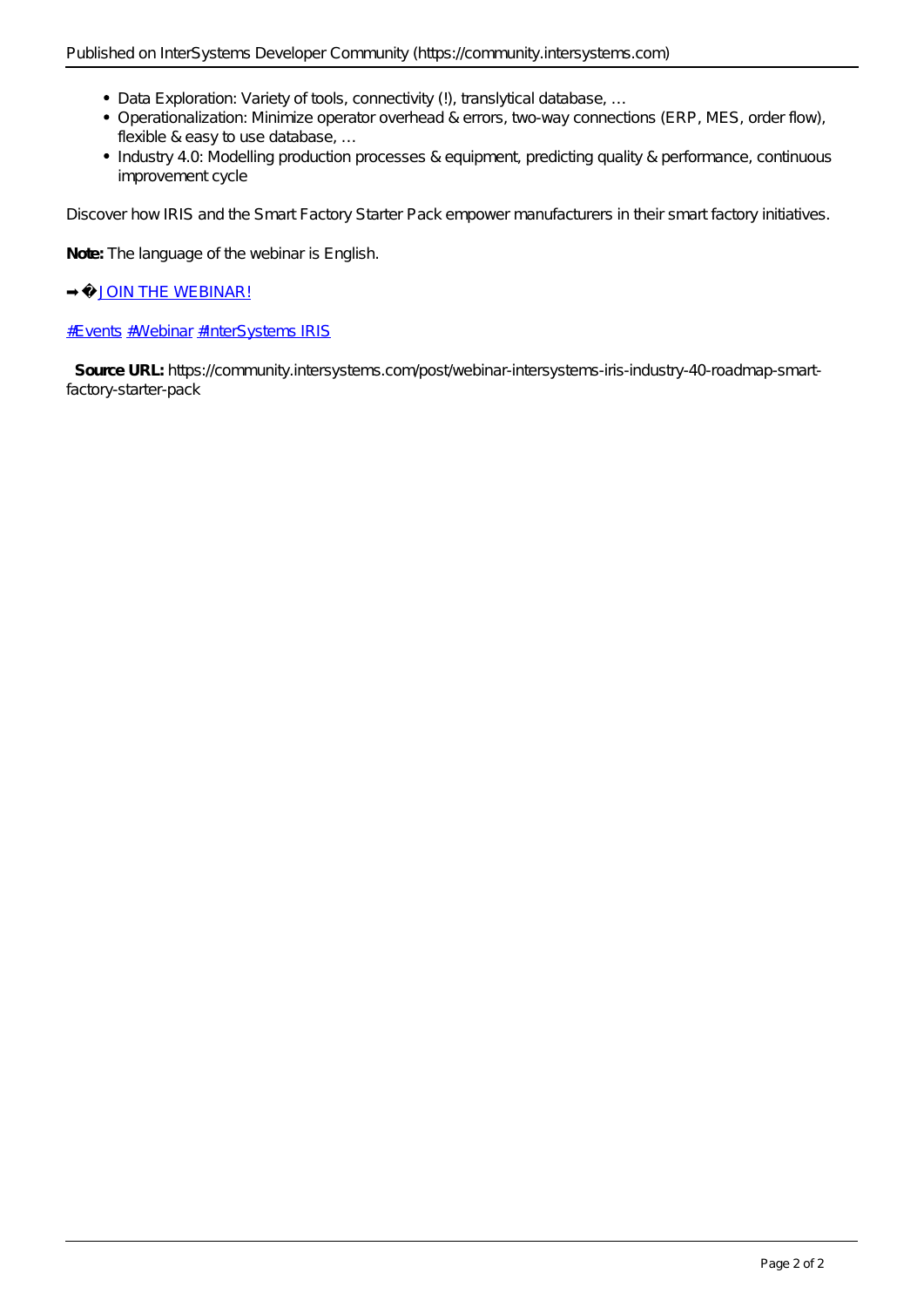- Data Exploration: Variety of tools, connectivity (!), translytical database, …
- Operationalization: Minimize operator overhead & errors, two-way connections (ERP, MES, order flow), flexible & easy to use database, …
- Industry 4.0: Modelling production processes & equipment, predicting quality & performance, continuous improvement cycle

Discover how IRIS and the Smart Factory Starter Pack empower manufacturers in their smart factory initiatives.

**Note:** The language of the webinar is English.

➡�JOIN THE WEBINAR!

#Events #Webinar #InterSystems IRIS

**Source URL:** https://community.intersystems.com/post/webinar-intersystems-iris-industry-40-roadmap-smart-factory-starter-pack